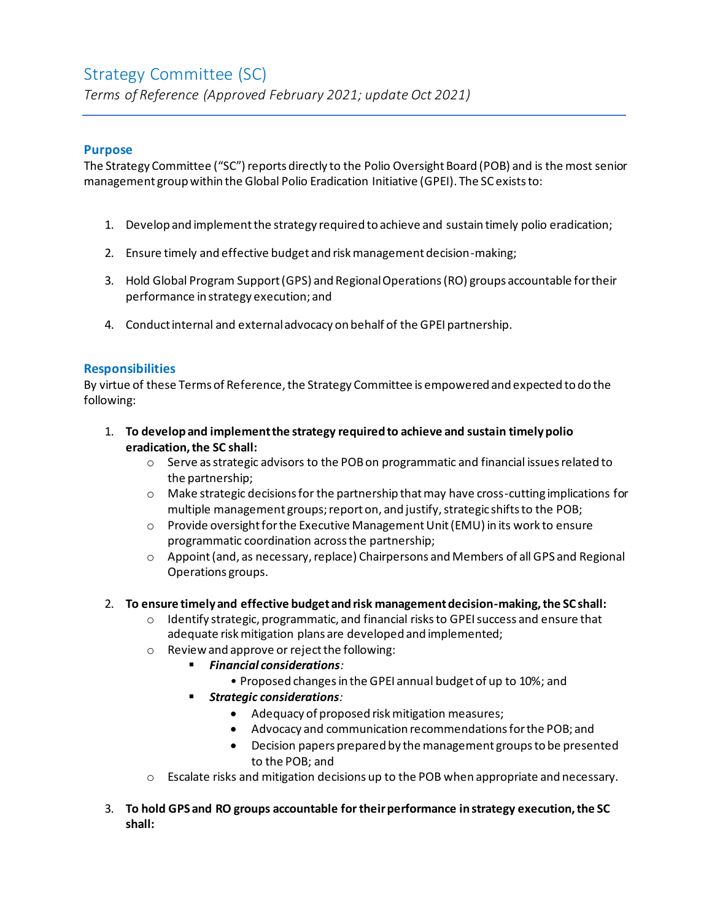# Strategy Committee (SC)

*Terms of Reference (Approved February 2021; update Oct 2021)*

## Purpose

The Strategy Committee ("SC") reports directly to the Polio Oversight Board (POB) and is the most senior management group within the Global Polio Eradication Initiative (GPEI). The SC exists to:

1. Develop and implement the strategy required to achieve and sustain timely polio eradication;
2. Ensure timely and effective budget and risk management decision-making;
3. Hold Global Program Support (GPS) and Regional Operations (RO) groups accountable for their performance in strategy execution; and
4. Conduct internal and external advocacy on behalf of the GPEI partnership.

## Responsibilities

By virtue of these Terms of Reference, the Strategy Committee is empowered and expected to do the following:

1. **To develop and implement the strategy required to achieve and sustain timely polio eradication, the SC shall:**
   - Serve as strategic advisors to the POB on programmatic and financial issues related to the partnership;
   - Make strategic decisions for the partnership that may have cross-cutting implications for multiple management groups; report on, and justify, strategic shifts to the POB;
   - Provide oversight for the Executive Management Unit (EMU) in its work to ensure programmatic coordination across the partnership;
   - Appoint (and, as necessary, replace) Chairpersons and Members of all GPS and Regional Operations groups.

2. **To ensure timely and effective budget and risk management decision-making, the SC shall:**
   - Identify strategic, programmatic, and financial risks to GPEI success and ensure that adequate risk mitigation plans are developed and implemented;
   - Review and approve or reject the following:
     - ***Financial considerations**:*
       - Proposed changes in the GPEI annual budget of up to 10%; and
     - ***Strategic considerations**:*
       - Adequacy of proposed risk mitigation measures;
       - Advocacy and communication recommendations for the POB; and
       - Decision papers prepared by the management groups to be presented to the POB; and
   - Escalate risks and mitigation decisions up to the POB when appropriate and necessary.

3. **To hold GPS and RO groups accountable for their performance in strategy execution, the SC shall:**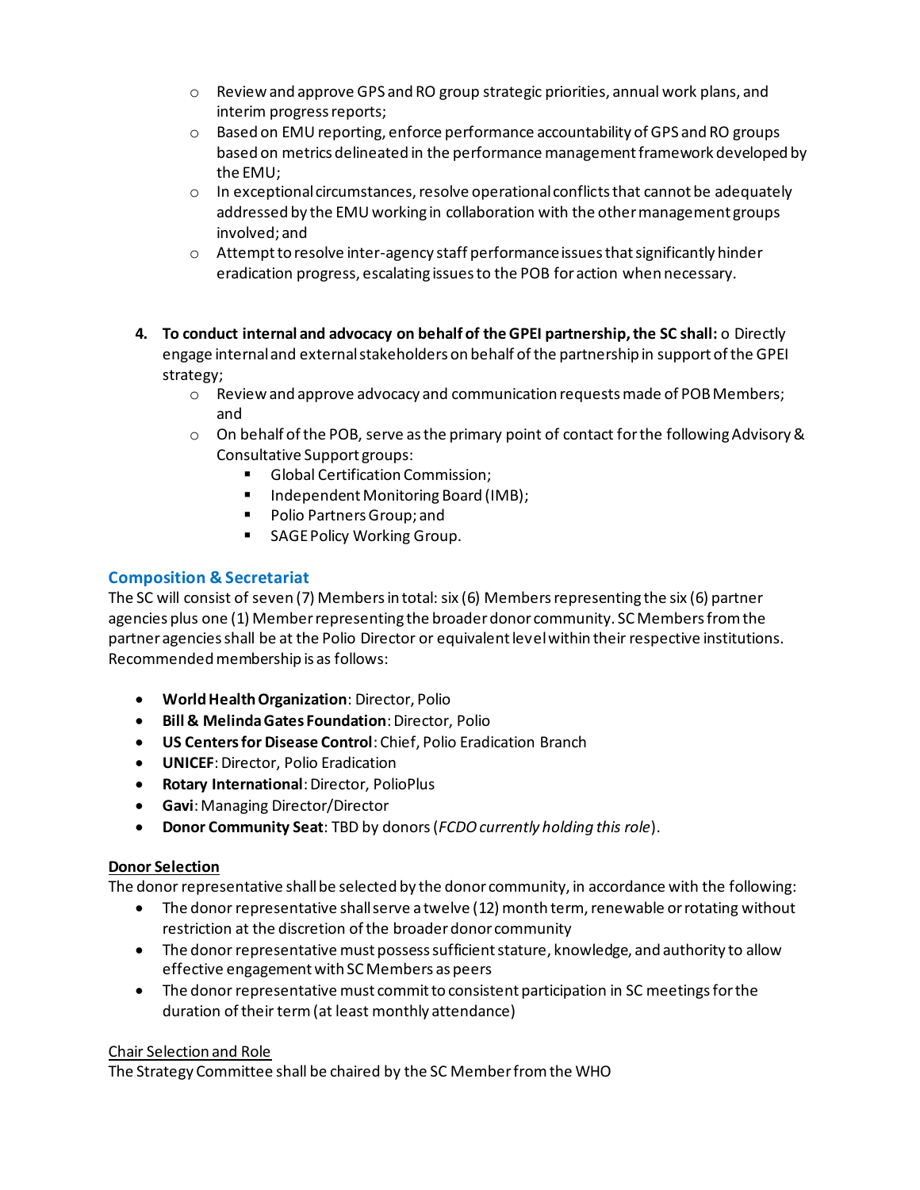- Review and approve GPS and RO group strategic priorities, annual work plans, and interim progress reports;
  - Based on EMU reporting, enforce performance accountability of GPS and RO groups based on metrics delineated in the performance management framework developed by the EMU;
  - In exceptional circumstances, resolve operational conflicts that cannot be adequately addressed by the EMU working in collaboration with the other management groups involved; and
  - Attempt to resolve inter-agency staff performance issues that significantly hinder eradication progress, escalating issues to the POB for action when necessary.

4. **To conduct internal and advocacy on behalf of the GPEI partnership, the SC shall:** o Directly engage internal and external stakeholders on behalf of the partnership in support of the GPEI strategy;
   - Review and approve advocacy and communication requests made of POB Members; and
   - On behalf of the POB, serve as the primary point of contact for the following Advisory & Consultative Support groups:
     - Global Certification Commission;
     - Independent Monitoring Board (IMB);
     - Polio Partners Group; and
     - SAGE Policy Working Group.

## Composition & Secretariat

The SC will consist of seven (7) Members in total: six (6) Members representing the six (6) partner agencies plus one (1) Member representing the broader donor community. SC Members from the partner agencies shall be at the Polio Director or equivalent level within their respective institutions. Recommended membership is as follows:

- **World Health Organization**: Director, Polio
- **Bill & Melinda Gates Foundation**: Director, Polio
- **US Centers for Disease Control**: Chief, Polio Eradication Branch
- **UNICEF**: Director, Polio Eradication
- **Rotary International**: Director, PolioPlus
- **Gavi**: Managing Director/Director
- **Donor Community Seat**: TBD by donors (*FCDO currently holding this role*).

**Donor Selection**

The donor representative shall be selected by the donor community, in accordance with the following:

- The donor representative shall serve a twelve (12) month term, renewable or rotating without restriction at the discretion of the broader donor community
- The donor representative must possess sufficient stature, knowledge, and authority to allow effective engagement with SC Members as peers
- The donor representative must commit to consistent participation in SC meetings for the duration of their term (at least monthly attendance)

Chair Selection and Role

The Strategy Committee shall be chaired by the SC Member from the WHO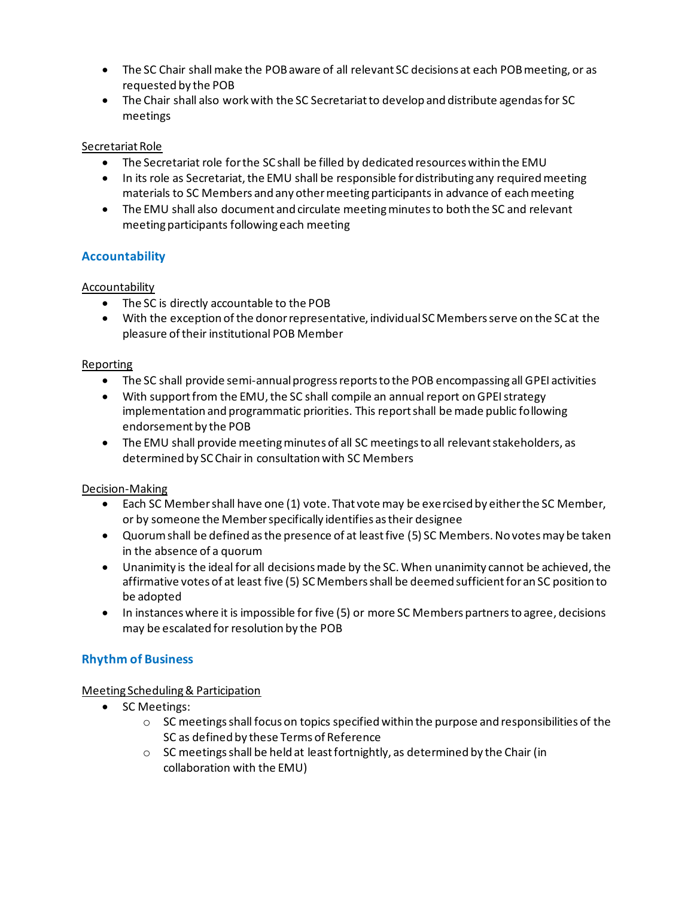- The SC Chair shall make the POB aware of all relevant SC decisions at each POB meeting, or as requested by the POB
- The Chair shall also work with the SC Secretariat to develop and distribute agendas for SC meetings

Secretariat Role

- The Secretariat role for the SC shall be filled by dedicated resources within the EMU
- In its role as Secretariat, the EMU shall be responsible for distributing any required meeting materials to SC Members and any other meeting participants in advance of each meeting
- The EMU shall also document and circulate meeting minutes to both the SC and relevant meeting participants following each meeting

## Accountability

Accountability

- The SC is directly accountable to the POB
- With the exception of the donor representative, individual SC Members serve on the SC at the pleasure of their institutional POB Member

Reporting

- The SC shall provide semi-annual progress reports to the POB encompassing all GPEI activities
- With support from the EMU, the SC shall compile an annual report on GPEI strategy implementation and programmatic priorities. This report shall be made public following endorsement by the POB
- The EMU shall provide meeting minutes of all SC meetings to all relevant stakeholders, as determined by SC Chair in consultation with SC Members

Decision-Making

- Each SC Member shall have one (1) vote. That vote may be exercised by either the SC Member, or by someone the Member specifically identifies as their designee
- Quorum shall be defined as the presence of at least five (5) SC Members. No votes may be taken in the absence of a quorum
- Unanimity is the ideal for all decisions made by the SC. When unanimity cannot be achieved, the affirmative votes of at least five (5) SC Members shall be deemed sufficient for an SC position to be adopted
- In instances where it is impossible for five (5) or more SC Members partners to agree, decisions may be escalated for resolution by the POB

## Rhythm of Business

Meeting Scheduling & Participation

- SC Meetings:
  - SC meetings shall focus on topics specified within the purpose and responsibilities of the SC as defined by these Terms of Reference
  - SC meetings shall be held at least fortnightly, as determined by the Chair (in collaboration with the EMU)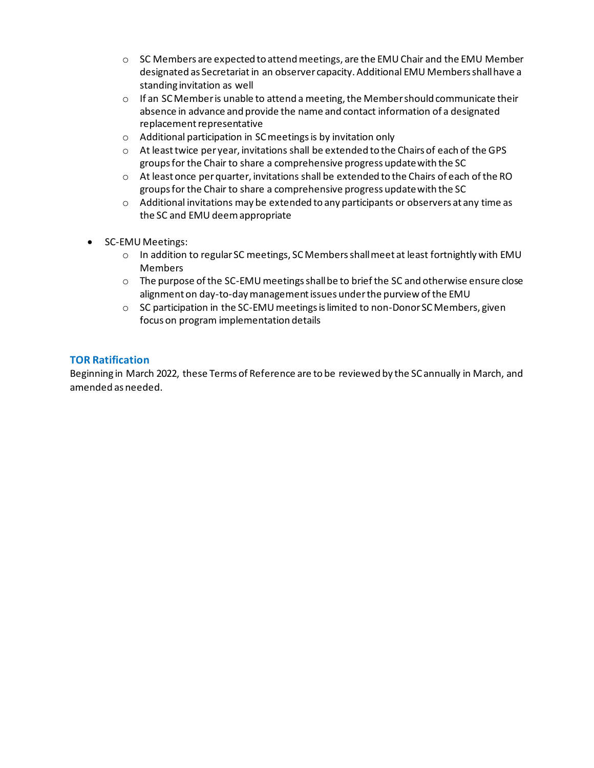- SC Members are expected to attend meetings, are the EMU Chair and the EMU Member designated as Secretariat in an observer capacity. Additional EMU Members shall have a standing invitation as well
   - If an SC Member is unable to attend a meeting, the Member should communicate their absence in advance and provide the name and contact information of a designated replacement representative
   - Additional participation in SC meetings is by invitation only
   - At least twice per year, invitations shall be extended to the Chairs of each of the GPS groups for the Chair to share a comprehensive progress update with the SC
   - At least once per quarter, invitations shall be extended to the Chairs of each of the RO groups for the Chair to share a comprehensive progress update with the SC
   - Additional invitations may be extended to any participants or observers at any time as the SC and EMU deem appropriate

- SC-EMU Meetings:
   - In addition to regular SC meetings, SC Members shall meet at least fortnightly with EMU Members
   - The purpose of the SC-EMU meetings shall be to brief the SC and otherwise ensure close alignment on day-to-day management issues under the purview of the EMU
   - SC participation in the SC-EMU meetings is limited to non-Donor SC Members, given focus on program implementation details

### TOR Ratification

Beginning in March 2022, these Terms of Reference are to be reviewed by the SC annually in March, and amended as needed.